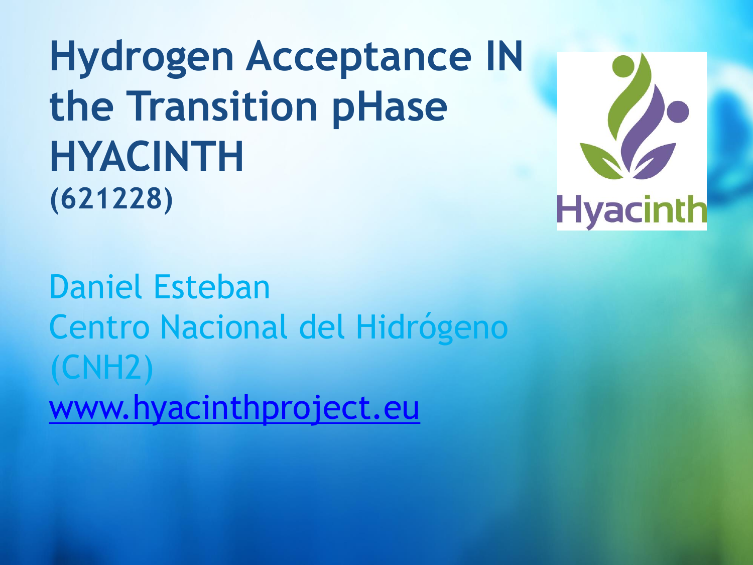# Hydrogen Acceptance IN the Transition pHase HYACINTH (621228)

Daniel Esteban
Centro Nacional del Hidrógeno (CNH2)
www.hyacinthproject.eu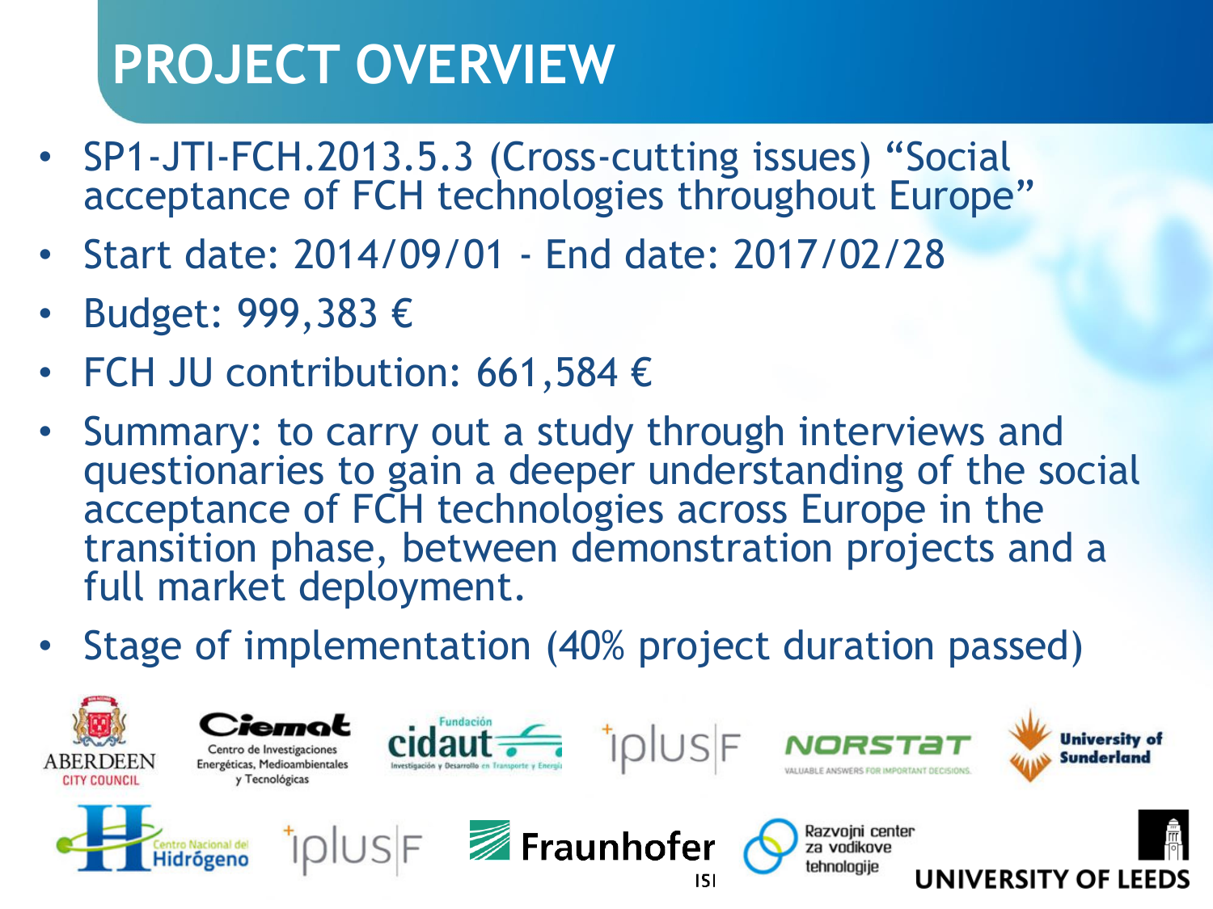# PROJECT OVERVIEW

- SP1-JTI-FCH.2013.5.3 (Cross-cutting issues) "Social acceptance of FCH technologies throughout Europe"
- Start date: 2014/09/01 - End date: 2017/02/28
- Budget: 999,383 €
- FCH JU contribution: 661,584 €
- Summary: to carry out a study through interviews and questionaries to gain a deeper understanding of the social acceptance of FCH technologies across Europe in the transition phase, between demonstration projects and a full market deployment.
- Stage of implementation (40% project duration passed)

ABERDEEN CITY COUNCIL

Ciemat Centro de Investigaciones Energéticas, Medioambientales y Tecnológicas

Fundación cidaut Investigación y Desarrollo en Transporte y Energía

iplus|F

NORSTAT VALUABLE ANSWERS FOR IMPORTANT DECISIONS.

University of Sunderland

Centro Nacional del Hidrógeno

iplus|F

Fraunhofer ISI

Razvojni center za vodikove tehnologije

UNIVERSITY OF LEEDS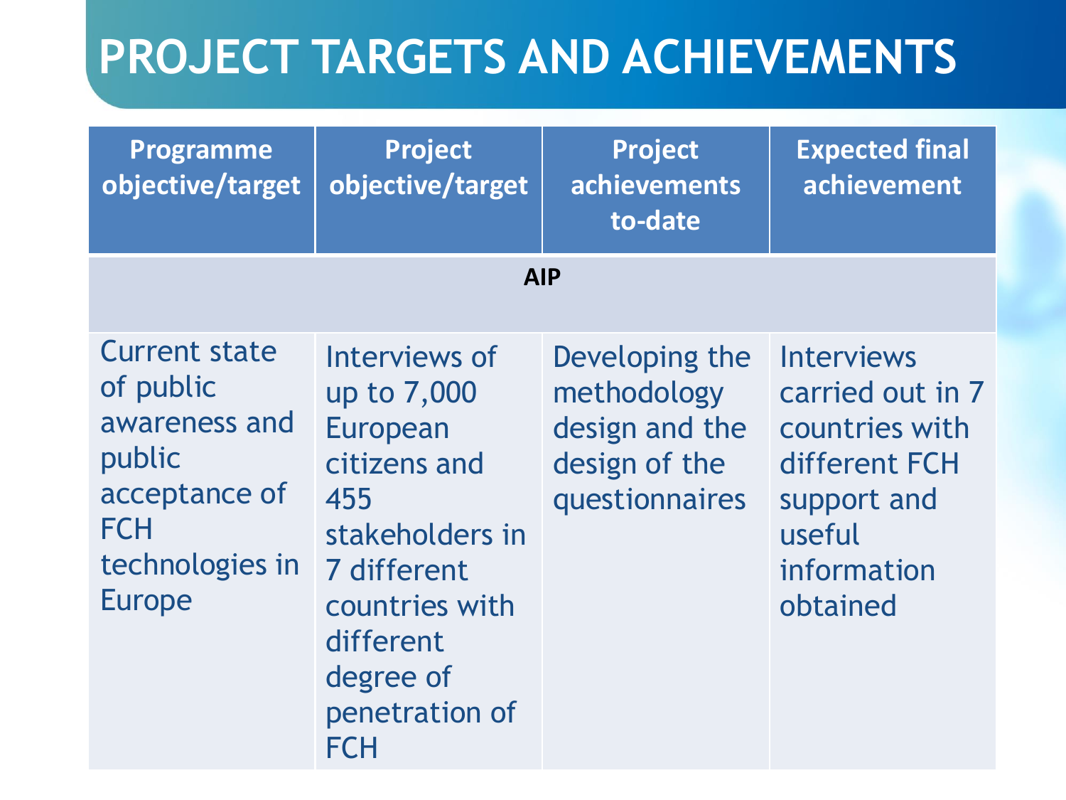# PROJECT TARGETS AND ACHIEVEMENTS

| Programme objective/target | Project objective/target | Project achievements to-date | Expected final achievement |
|---|---|---|---|
| **AIP** | | | |
| Current state of public awareness and public acceptance of FCH technologies in Europe | Interviews of up to 7,000 European citizens and 455 stakeholders in 7 different countries with different degree of penetration of FCH | Developing the methodology design and the design of the questionnaires | Interviews carried out in 7 countries with different FCH support and useful information obtained |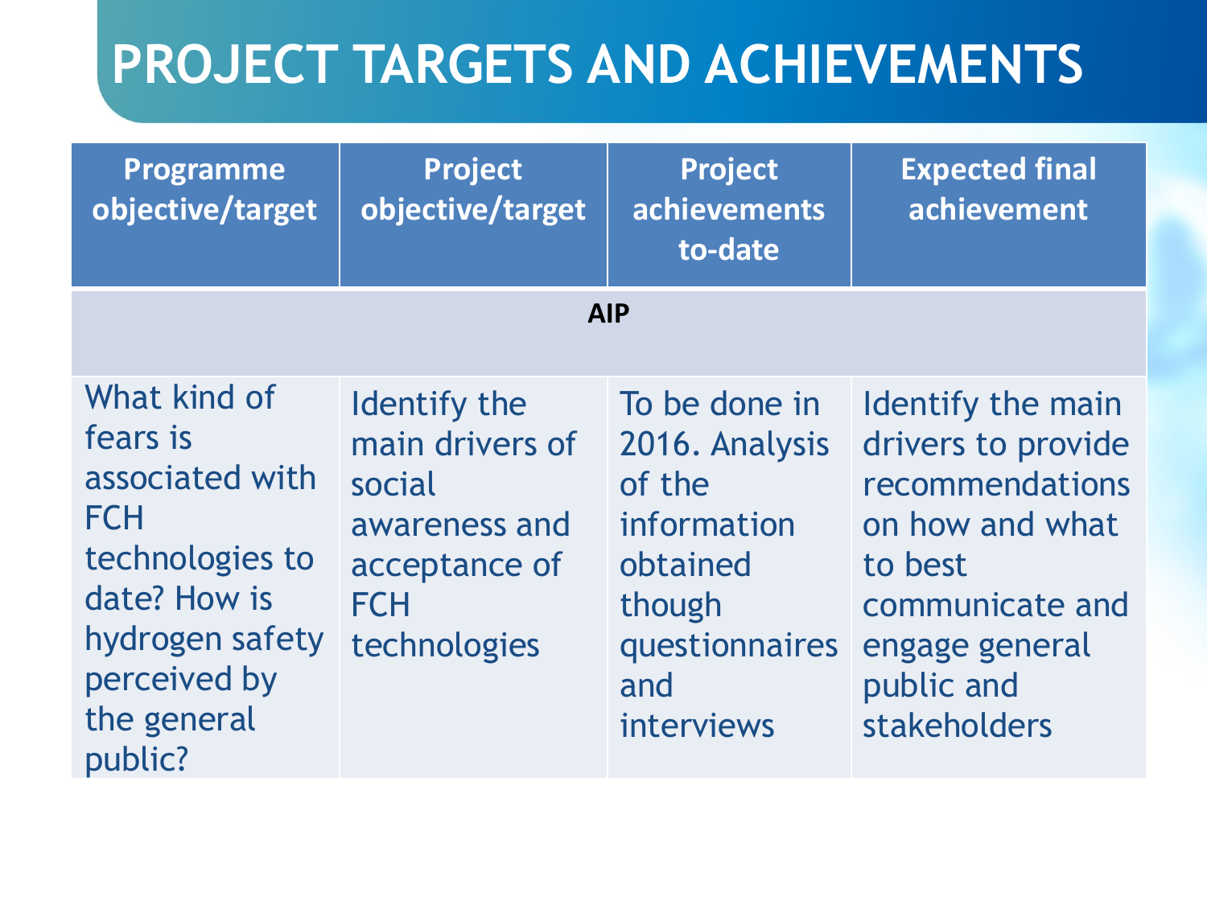# PROJECT TARGETS AND ACHIEVEMENTS

| Programme objective/target | Project objective/target | Project achievements to-date | Expected final achievement |
| --- | --- | --- | --- |
| **AIP** | | | |
| What kind of fears is associated with FCH technologies to date? How is hydrogen safety perceived by the general public? | Identify the main drivers of social awareness and acceptance of FCH technologies | To be done in 2016. Analysis of the information obtained though questionnaires and interviews | Identify the main drivers to provide recommendations on how and what to best communicate and engage general public and stakeholders |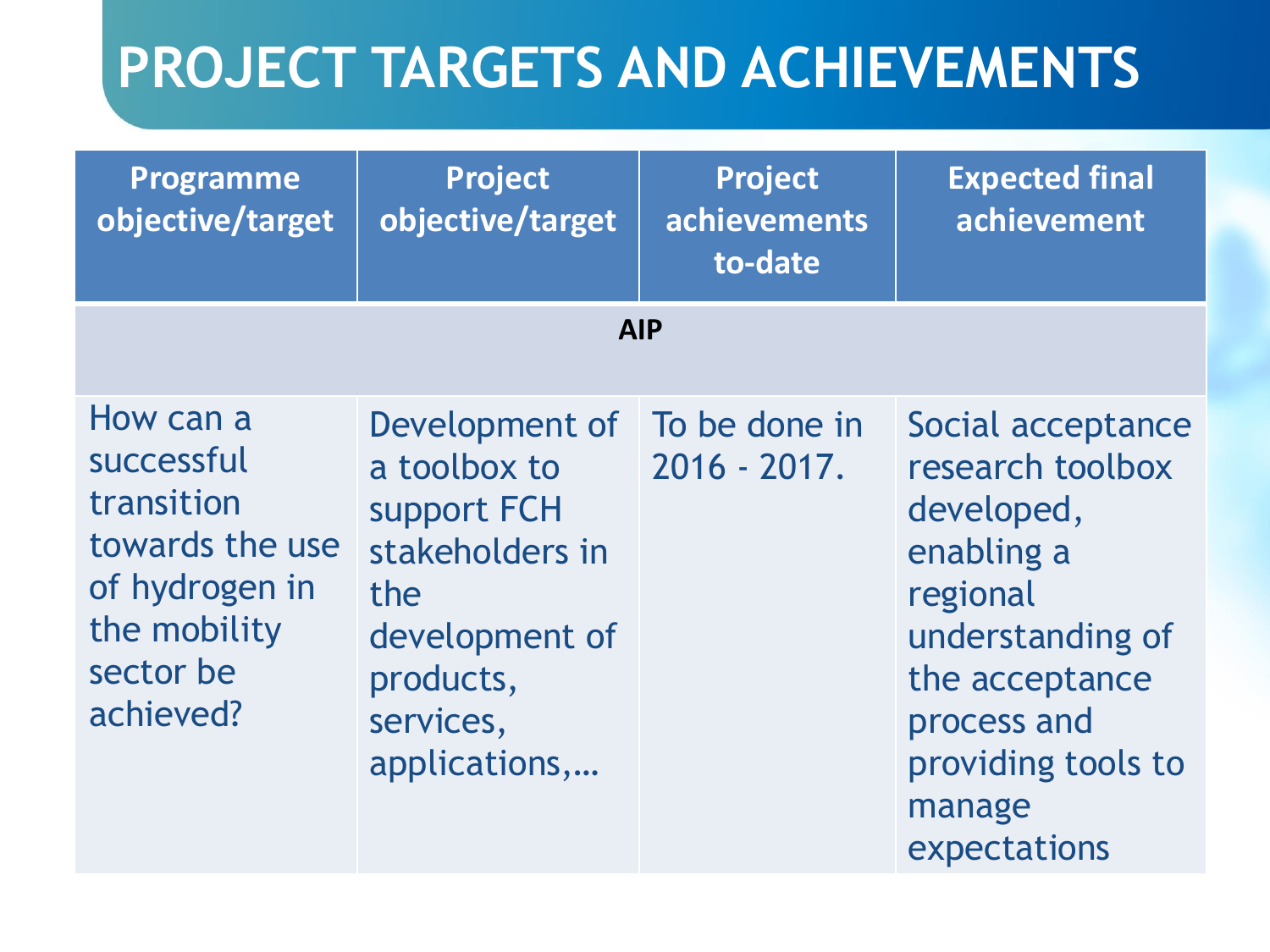# PROJECT TARGETS AND ACHIEVEMENTS

| Programme objective/target | Project objective/target | Project achievements to-date | Expected final achievement |
|---|---|---|---|
| **AIP** | | | |
| How can a successful transition towards the use of hydrogen in the mobility sector be achieved? | Development of a toolbox to support FCH stakeholders in the development of products, services, applications,… | To be done in 2016 - 2017. | Social acceptance research toolbox developed, enabling a regional understanding of the acceptance process and providing tools to manage expectations |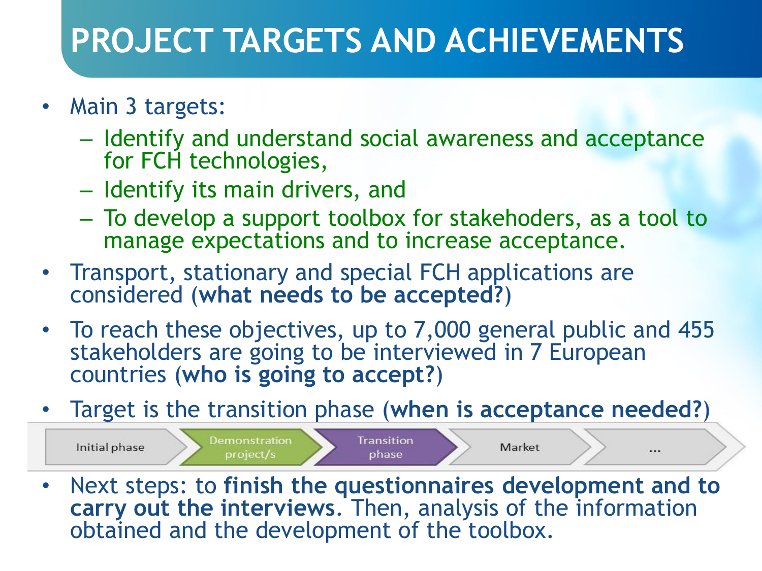# PROJECT TARGETS AND ACHIEVEMENTS

- Main 3 targets:
  - Identify and understand social awareness and acceptance for FCH technologies,
  - Identify its main drivers, and
  - To develop a support toolbox for stakehoders, as a tool to manage expectations and to increase acceptance.
- Transport, stationary and special FCH applications are considered (**what needs to be accepted?**)
- To reach these objectives, up to 7,000 general public and 455 stakeholders are going to be interviewed in 7 European countries (**who is going to accept?**)
- Target is the transition phase (**when is acceptance needed?**)

Initial phase
Demonstration project/s
Transition phase
Market
...

- Next steps: to **finish the questionnaires development and to carry out the interviews**. Then, analysis of the information obtained and the development of the toolbox.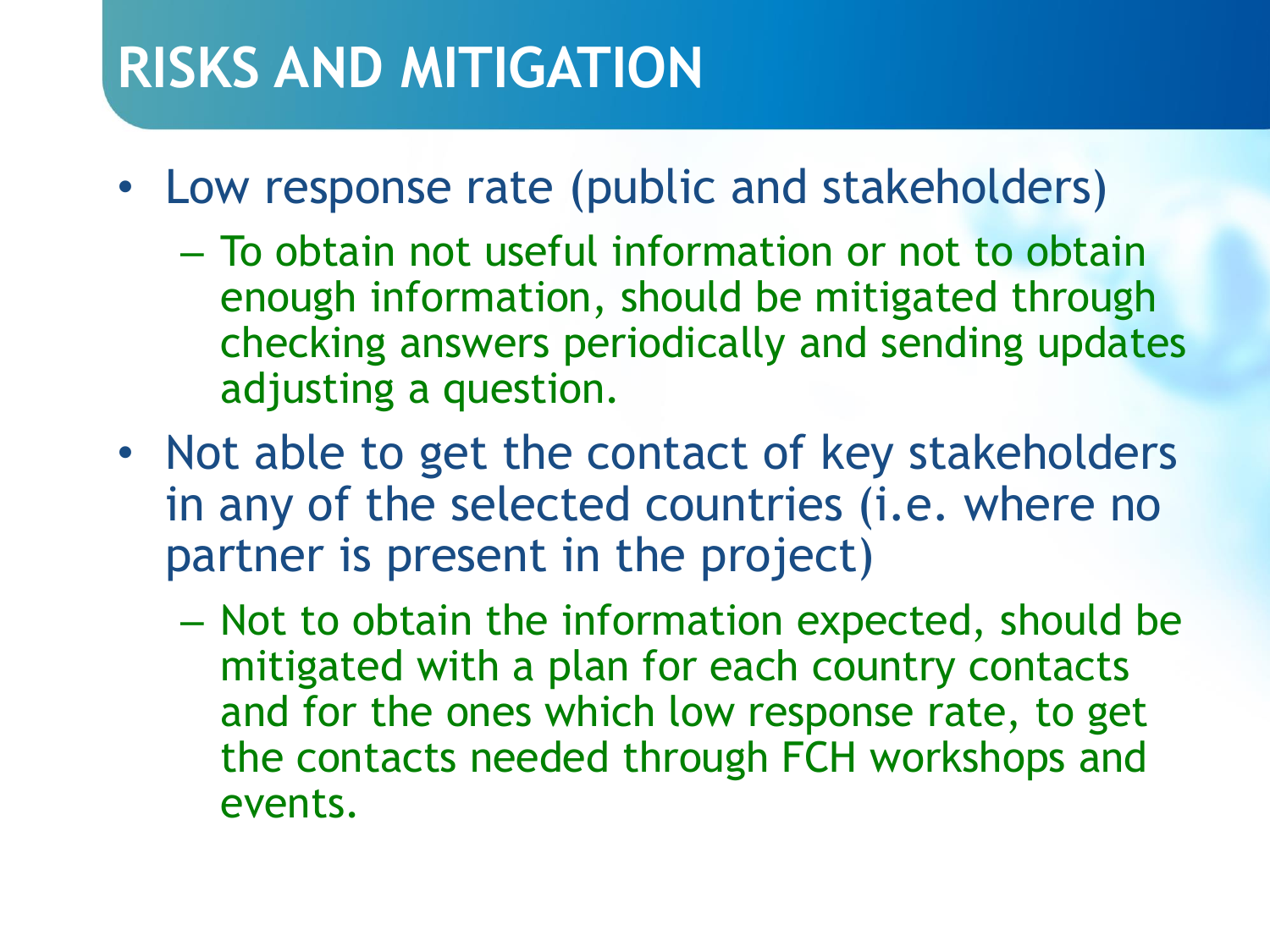# RISKS AND MITIGATION

- Low response rate (public and stakeholders)
  - To obtain not useful information or not to obtain enough information, should be mitigated through checking answers periodically and sending updates adjusting a question.
- Not able to get the contact of key stakeholders in any of the selected countries (i.e. where no partner is present in the project)
  - Not to obtain the information expected, should be mitigated with a plan for each country contacts and for the ones which low response rate, to get the contacts needed through FCH workshops and events.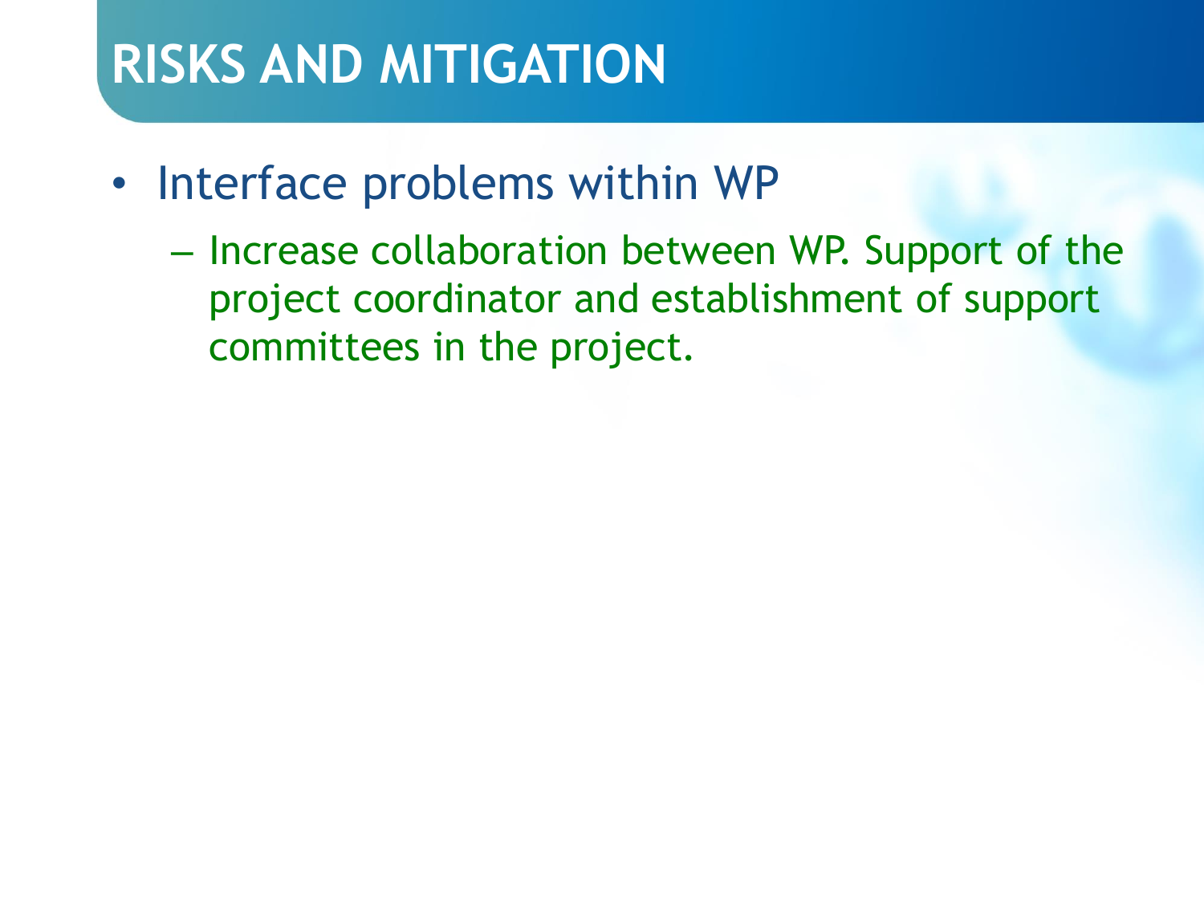# RISKS AND MITIGATION

- Interface problems within WP
  - Increase collaboration between WP. Support of the project coordinator and establishment of support committees in the project.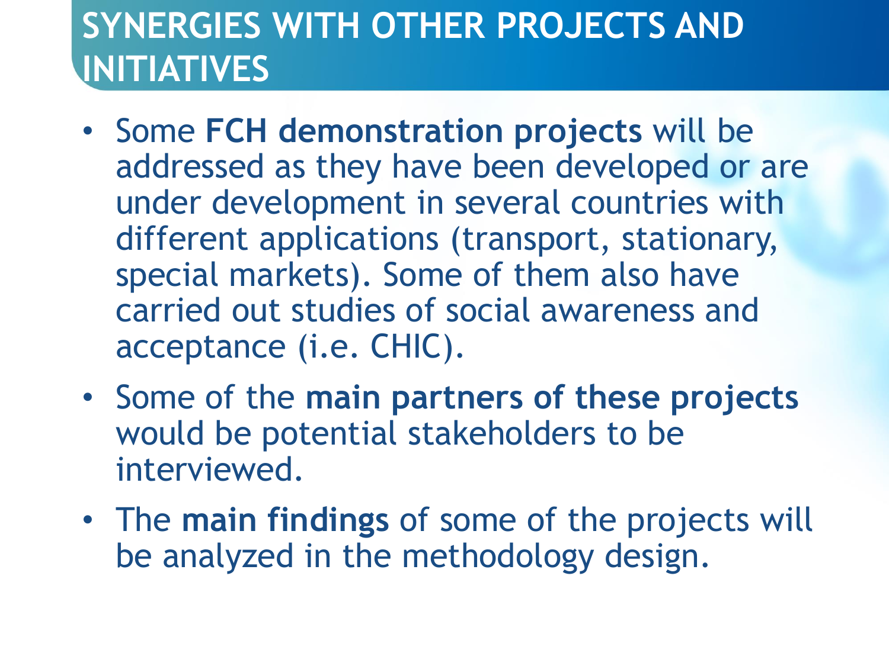# SYNERGIES WITH OTHER PROJECTS AND INITIATIVES

- Some **FCH demonstration projects** will be addressed as they have been developed or are under development in several countries with different applications (transport, stationary, special markets). Some of them also have carried out studies of social awareness and acceptance (i.e. CHIC).
- Some of the **main partners of these projects** would be potential stakeholders to be interviewed.
- The **main findings** of some of the projects will be analyzed in the methodology design.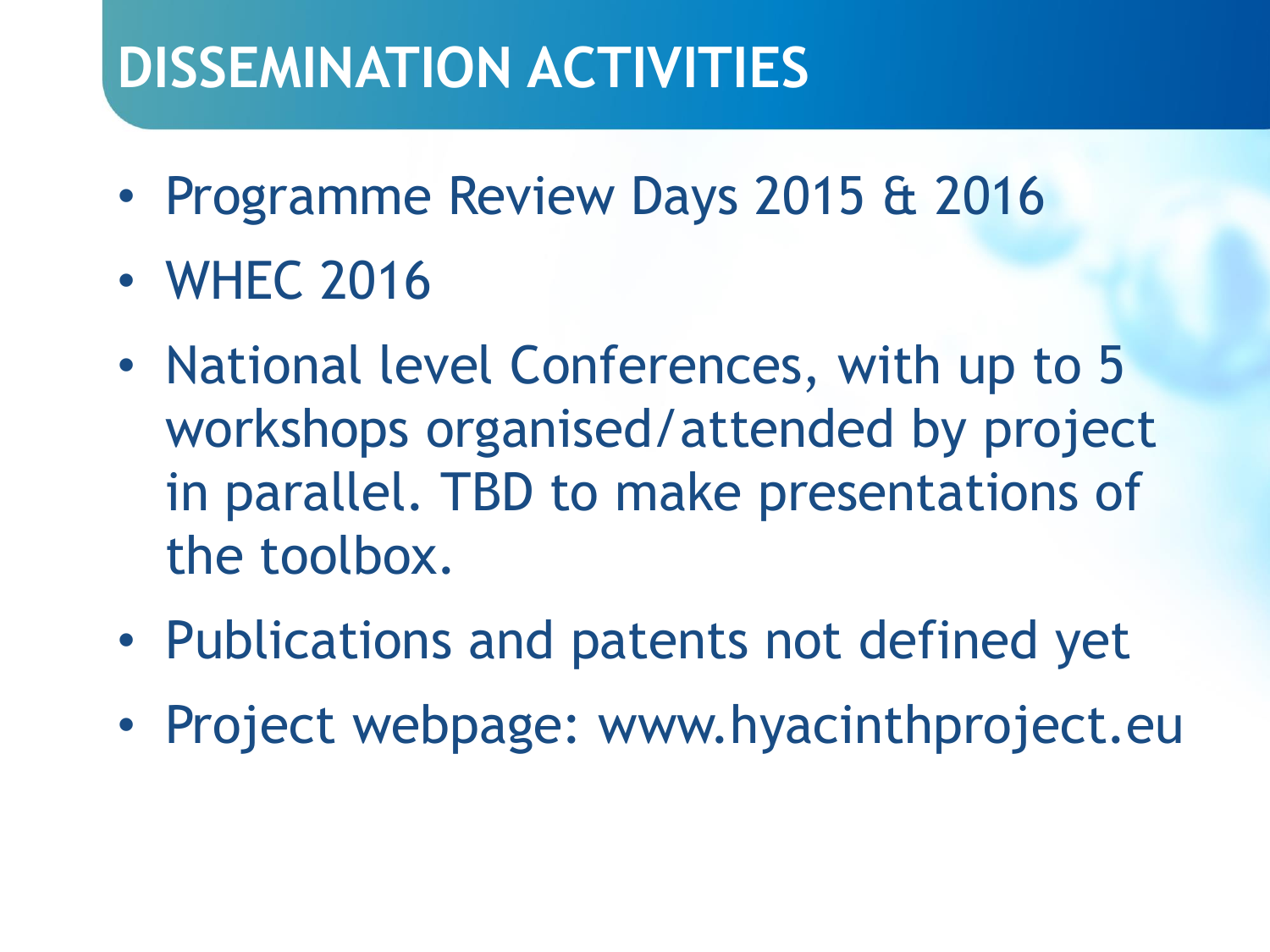# DISSEMINATION ACTIVITIES

- Programme Review Days 2015 & 2016
- WHEC 2016
- National level Conferences, with up to 5 workshops organised/attended by project in parallel. TBD to make presentations of the toolbox.
- Publications and patents not defined yet
- Project webpage: www.hyacinthproject.eu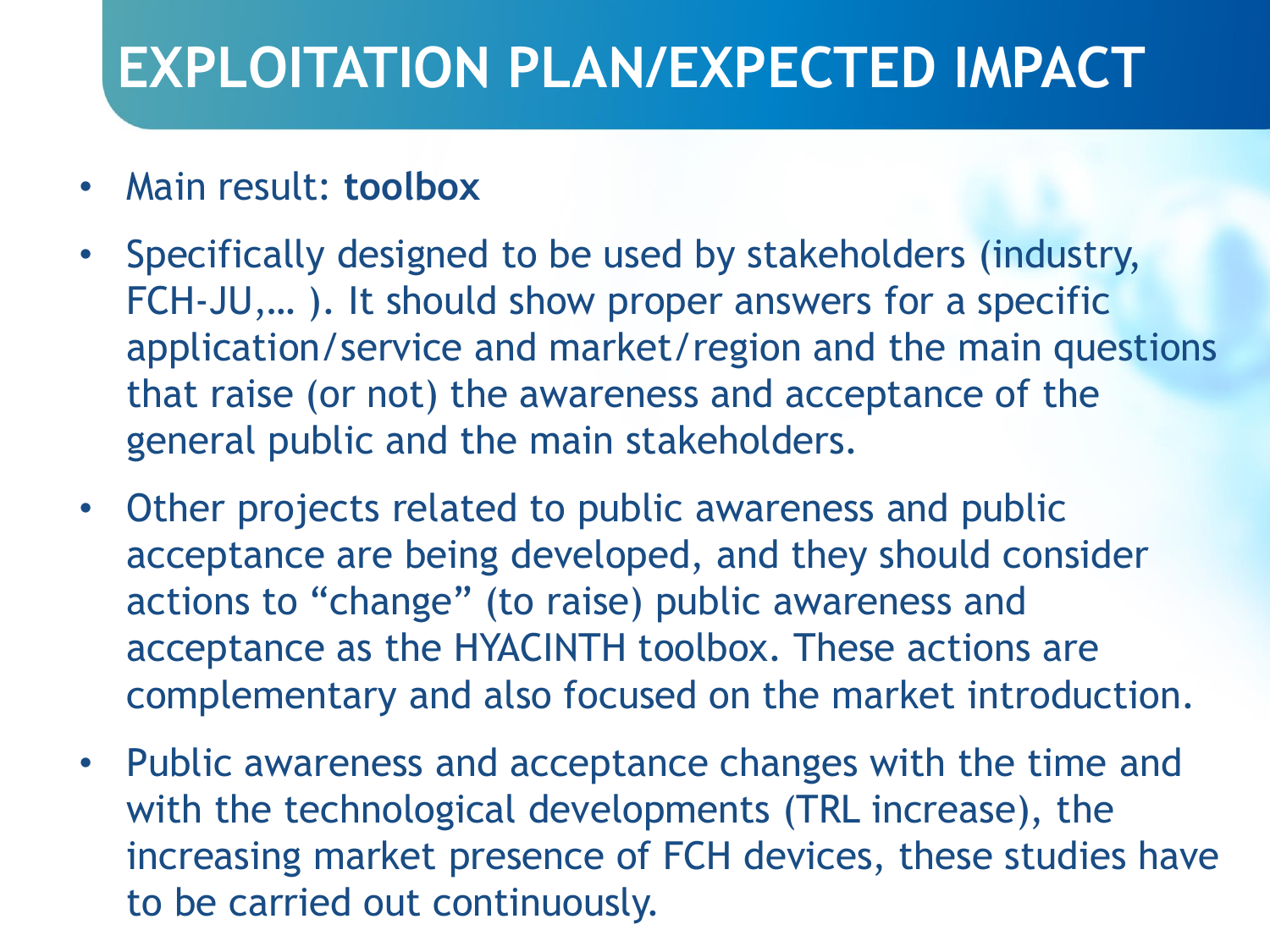# EXPLOITATION PLAN/EXPECTED IMPACT

- Main result: **toolbox**
- Specifically designed to be used by stakeholders (industry, FCH-JU,… ). It should show proper answers for a specific application/service and market/region and the main questions that raise (or not) the awareness and acceptance of the general public and the main stakeholders.
- Other projects related to public awareness and public acceptance are being developed, and they should consider actions to "change" (to raise) public awareness and acceptance as the HYACINTH toolbox. These actions are complementary and also focused on the market introduction.
- Public awareness and acceptance changes with the time and with the technological developments (TRL increase), the increasing market presence of FCH devices, these studies have to be carried out continuously.